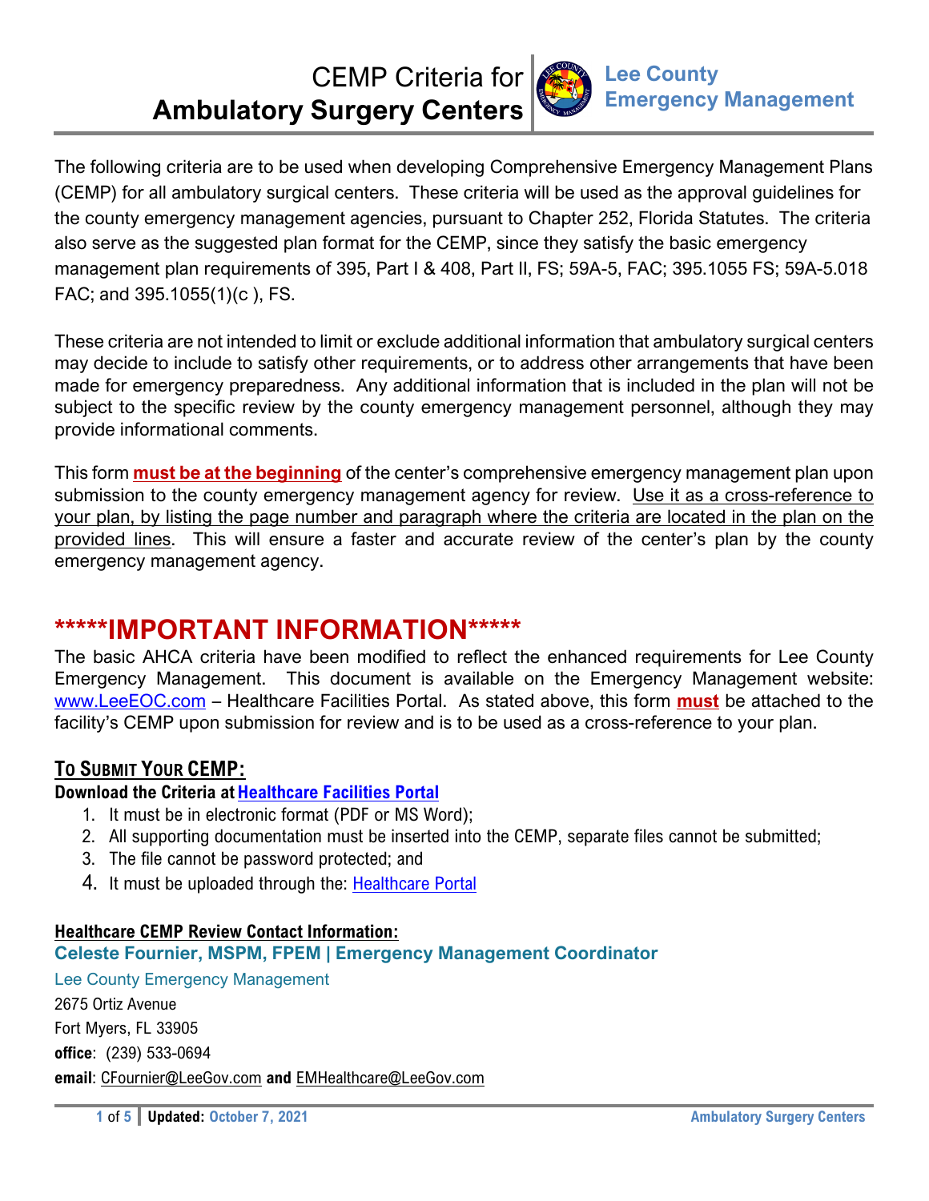# CEMP Criteria for Ambulatory Surgery Centers

**Lee County Emergency Management**

The following criteria are to be used when developing Comprehensive Emergency Management Plans (CEMP) for all ambulatory surgical centers. These criteria will be used as the approval guidelines for the county emergency management agencies, pursuant to Chapter 252, Florida Statutes. The criteria also serve as the suggested plan format for the CEMP, since they satisfy the basic emergency management plan requirements of 395, Part I & 408, Part II, FS; 59A-5, FAC; 395.1055 FS; 59A-5.018 FAC; and 395.1055(1)(c ), FS.

These criteria are not intended to limit or exclude additional information that ambulatory surgical centers may decide to include to satisfy other requirements, or to address other arrangements that have been made for emergency preparedness. Any additional information that is included in the plan will not be subject to the specific review by the county emergency management personnel, although they may provide informational comments.

This form **must be at the beginning** of the center's comprehensive emergency management plan upon submission to the county emergency management agency for review. Use it as a cross-reference to your plan, by listing the page number and paragraph where the criteria are located in the plan on the provided lines. This will ensure a faster and accurate review of the center's plan by the county emergency management agency.

## *****IMPORTANT INFORMATION*****

The basic AHCA criteria have been modified to reflect the enhanced requirements for Lee County Emergency Management. This document is available on the Emergency Management website: www.LeeEOC.com – Healthcare Facilities Portal. As stated above, this form **must** be attached to the facility's CEMP upon submission for review and is to be used as a cross-reference to your plan.

### To Submit Your CEMP:

**Download the Criteria at Healthcare Facilities Portal**

1. It must be in electronic format (PDF or MS Word);
2. All supporting documentation must be inserted into the CEMP, separate files cannot be submitted;
3. The file cannot be password protected; and
4. It must be uploaded through the: Healthcare Portal

**Healthcare CEMP Review Contact Information:**

**Celeste Fournier, MSPM, FPEM | Emergency Management Coordinator**

Lee County Emergency Management
2675 Ortiz Avenue
Fort Myers, FL 33905
**office**: (239) 533-0694
**email**: CFournier@LeeGov.com **and** EMHealthcare@LeeGov.com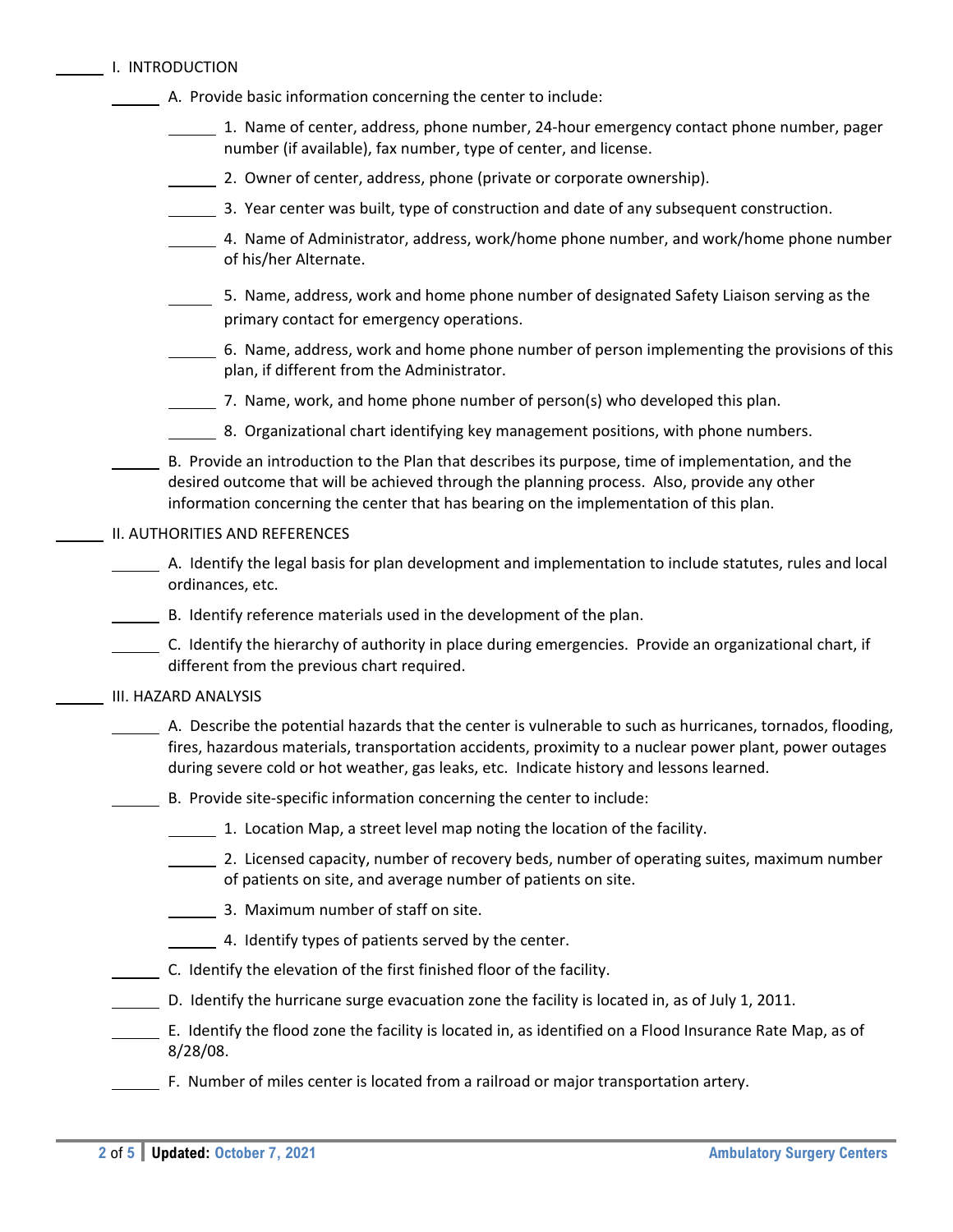______ I. INTRODUCTION

______ A. Provide basic information concerning the center to include:

______ 1. Name of center, address, phone number, 24-hour emergency contact phone number, pager number (if available), fax number, type of center, and license.

______ 2. Owner of center, address, phone (private or corporate ownership).

______ 3. Year center was built, type of construction and date of any subsequent construction.

______ 4. Name of Administrator, address, work/home phone number, and work/home phone number of his/her Alternate.

______ 5. Name, address, work and home phone number of designated Safety Liaison serving as the primary contact for emergency operations.

______ 6. Name, address, work and home phone number of person implementing the provisions of this plan, if different from the Administrator.

______ 7. Name, work, and home phone number of person(s) who developed this plan.

______ 8. Organizational chart identifying key management positions, with phone numbers.

______ B. Provide an introduction to the Plan that describes its purpose, time of implementation, and the desired outcome that will be achieved through the planning process. Also, provide any other information concerning the center that has bearing on the implementation of this plan.

______ II. AUTHORITIES AND REFERENCES

______ A. Identify the legal basis for plan development and implementation to include statutes, rules and local ordinances, etc.

______ B. Identify reference materials used in the development of the plan.

______ C. Identify the hierarchy of authority in place during emergencies. Provide an organizational chart, if different from the previous chart required.

______ III. HAZARD ANALYSIS

______ A. Describe the potential hazards that the center is vulnerable to such as hurricanes, tornados, flooding, fires, hazardous materials, transportation accidents, proximity to a nuclear power plant, power outages during severe cold or hot weather, gas leaks, etc. Indicate history and lessons learned.

______ B. Provide site-specific information concerning the center to include:

______ 1. Location Map, a street level map noting the location of the facility.

______ 2. Licensed capacity, number of recovery beds, number of operating suites, maximum number of patients on site, and average number of patients on site.

______ 3. Maximum number of staff on site.

______ 4. Identify types of patients served by the center.

______ C. Identify the elevation of the first finished floor of the facility.

______ D. Identify the hurricane surge evacuation zone the facility is located in, as of July 1, 2011.

______ E. Identify the flood zone the facility is located in, as identified on a Flood Insurance Rate Map, as of 8/28/08.

______ F. Number of miles center is located from a railroad or major transportation artery.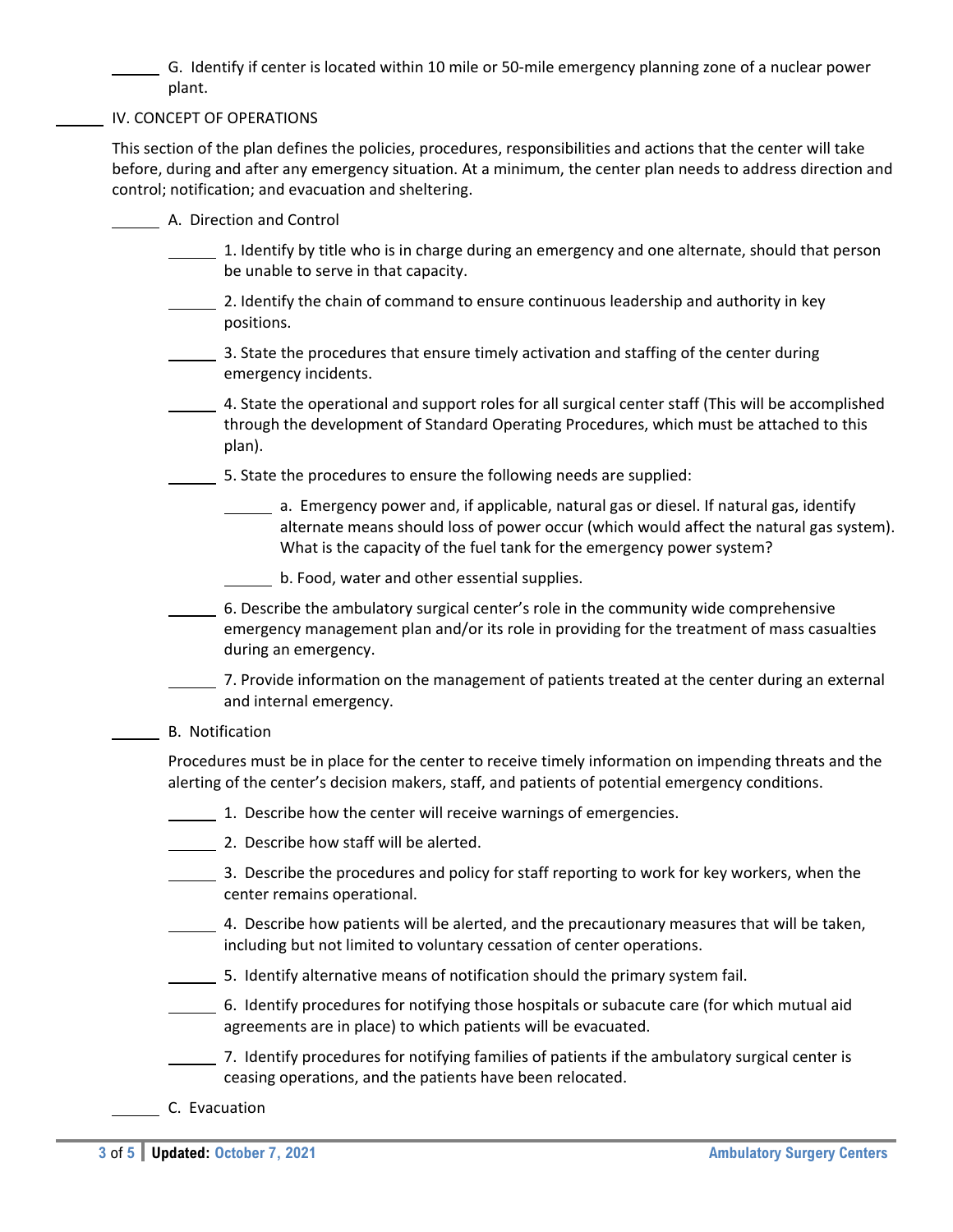______ G. Identify if center is located within 10 mile or 50-mile emergency planning zone of a nuclear power plant.

______ IV. CONCEPT OF OPERATIONS

This section of the plan defines the policies, procedures, responsibilities and actions that the center will take before, during and after any emergency situation. At a minimum, the center plan needs to address direction and control; notification; and evacuation and sheltering.

______ A. Direction and Control

______ 1. Identify by title who is in charge during an emergency and one alternate, should that person be unable to serve in that capacity.

______ 2. Identify the chain of command to ensure continuous leadership and authority in key positions.

______ 3. State the procedures that ensure timely activation and staffing of the center during emergency incidents.

______ 4. State the operational and support roles for all surgical center staff (This will be accomplished through the development of Standard Operating Procedures, which must be attached to this plan).

______ 5. State the procedures to ensure the following needs are supplied:

______ a. Emergency power and, if applicable, natural gas or diesel. If natural gas, identify alternate means should loss of power occur (which would affect the natural gas system). What is the capacity of the fuel tank for the emergency power system?

______ b. Food, water and other essential supplies.

______ 6. Describe the ambulatory surgical center's role in the community wide comprehensive emergency management plan and/or its role in providing for the treatment of mass casualties during an emergency.

______ 7. Provide information on the management of patients treated at the center during an external and internal emergency.

______ B. Notification

Procedures must be in place for the center to receive timely information on impending threats and the alerting of the center's decision makers, staff, and patients of potential emergency conditions.

______ 1. Describe how the center will receive warnings of emergencies.

______ 2. Describe how staff will be alerted.

______ 3. Describe the procedures and policy for staff reporting to work for key workers, when the center remains operational.

______ 4. Describe how patients will be alerted, and the precautionary measures that will be taken, including but not limited to voluntary cessation of center operations.

______ 5. Identify alternative means of notification should the primary system fail.

______ 6. Identify procedures for notifying those hospitals or subacute care (for which mutual aid agreements are in place) to which patients will be evacuated.

______ 7. Identify procedures for notifying families of patients if the ambulatory surgical center is ceasing operations, and the patients have been relocated.

______ C. Evacuation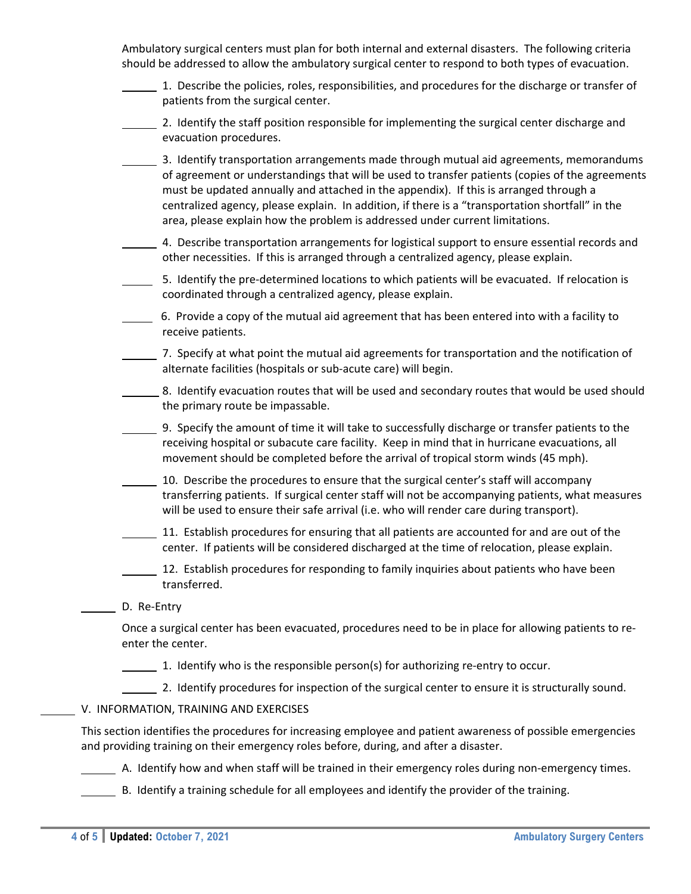Ambulatory surgical centers must plan for both internal and external disasters. The following criteria should be addressed to allow the ambulatory surgical center to respond to both types of evacuation.

______ 1. Describe the policies, roles, responsibilities, and procedures for the discharge or transfer of patients from the surgical center.

______ 2. Identify the staff position responsible for implementing the surgical center discharge and evacuation procedures.

______ 3. Identify transportation arrangements made through mutual aid agreements, memorandums of agreement or understandings that will be used to transfer patients (copies of the agreements must be updated annually and attached in the appendix). If this is arranged through a centralized agency, please explain. In addition, if there is a "transportation shortfall" in the area, please explain how the problem is addressed under current limitations.

______ 4. Describe transportation arrangements for logistical support to ensure essential records and other necessities. If this is arranged through a centralized agency, please explain.

______ 5. Identify the pre-determined locations to which patients will be evacuated. If relocation is coordinated through a centralized agency, please explain.

______ 6. Provide a copy of the mutual aid agreement that has been entered into with a facility to receive patients.

______ 7. Specify at what point the mutual aid agreements for transportation and the notification of alternate facilities (hospitals or sub-acute care) will begin.

______ 8. Identify evacuation routes that will be used and secondary routes that would be used should the primary route be impassable.

______ 9. Specify the amount of time it will take to successfully discharge or transfer patients to the receiving hospital or subacute care facility. Keep in mind that in hurricane evacuations, all movement should be completed before the arrival of tropical storm winds (45 mph).

______ 10. Describe the procedures to ensure that the surgical center's staff will accompany transferring patients. If surgical center staff will not be accompanying patients, what measures will be used to ensure their safe arrival (i.e. who will render care during transport).

______ 11. Establish procedures for ensuring that all patients are accounted for and are out of the center. If patients will be considered discharged at the time of relocation, please explain.

______ 12. Establish procedures for responding to family inquiries about patients who have been transferred.

______ D. Re-Entry

Once a surgical center has been evacuated, procedures need to be in place for allowing patients to re-enter the center.

______ 1. Identify who is the responsible person(s) for authorizing re-entry to occur.

______ 2. Identify procedures for inspection of the surgical center to ensure it is structurally sound.

______ V. INFORMATION, TRAINING AND EXERCISES

This section identifies the procedures for increasing employee and patient awareness of possible emergencies and providing training on their emergency roles before, during, and after a disaster.

______ A. Identify how and when staff will be trained in their emergency roles during non-emergency times.

______ B. Identify a training schedule for all employees and identify the provider of the training.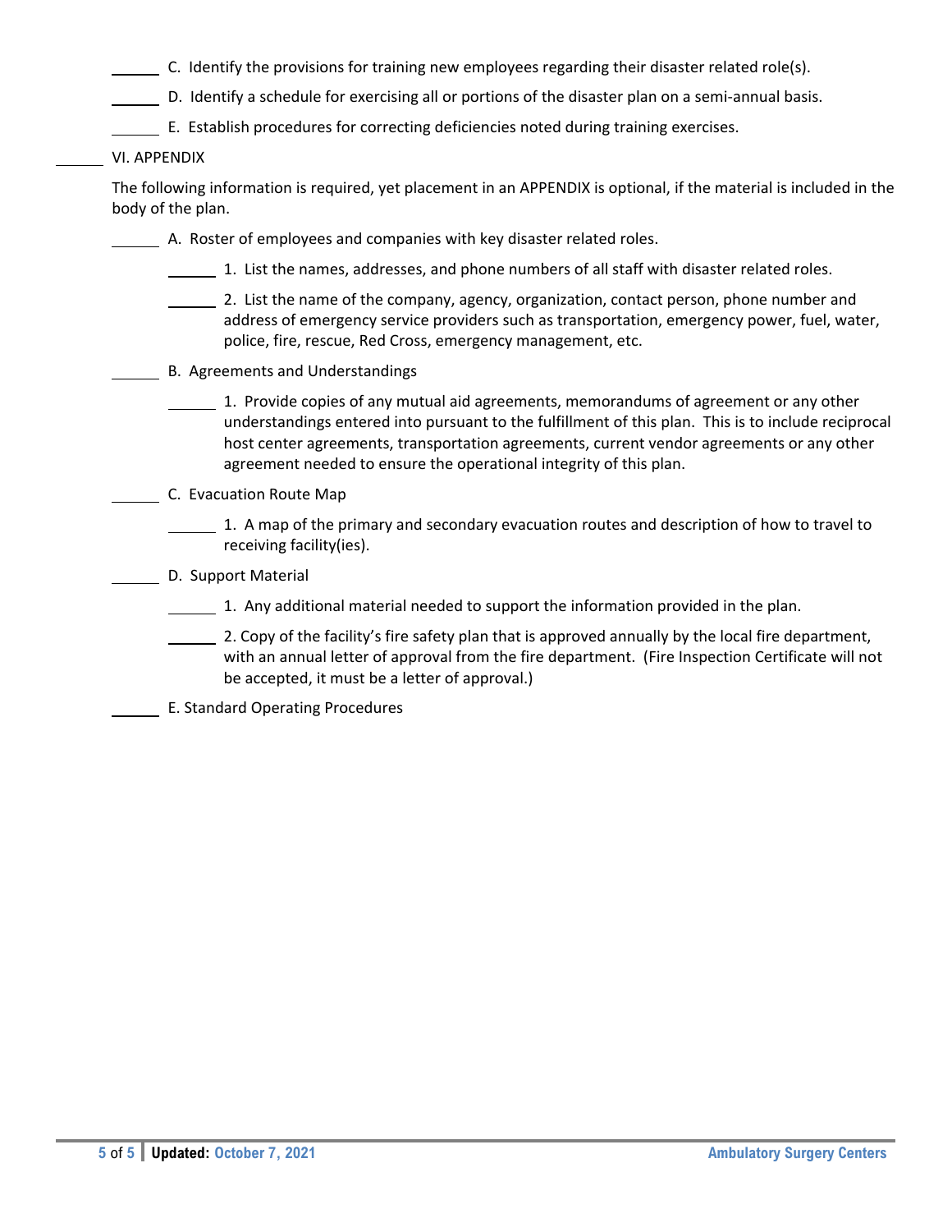\_\_\_\_\_\_ C. Identify the provisions for training new employees regarding their disaster related role(s).

\_\_\_\_\_\_ D. Identify a schedule for exercising all or portions of the disaster plan on a semi-annual basis.

\_\_\_\_\_\_ E. Establish procedures for correcting deficiencies noted during training exercises.

\_\_\_\_\_\_ VI. APPENDIX

The following information is required, yet placement in an APPENDIX is optional, if the material is included in the body of the plan.

\_\_\_\_\_\_ A. Roster of employees and companies with key disaster related roles.

\_\_\_\_\_\_ 1. List the names, addresses, and phone numbers of all staff with disaster related roles.

\_\_\_\_\_\_ 2. List the name of the company, agency, organization, contact person, phone number and address of emergency service providers such as transportation, emergency power, fuel, water, police, fire, rescue, Red Cross, emergency management, etc.

\_\_\_\_\_\_ B. Agreements and Understandings

\_\_\_\_\_\_ 1. Provide copies of any mutual aid agreements, memorandums of agreement or any other understandings entered into pursuant to the fulfillment of this plan. This is to include reciprocal host center agreements, transportation agreements, current vendor agreements or any other agreement needed to ensure the operational integrity of this plan.

\_\_\_\_\_\_ C. Evacuation Route Map

\_\_\_\_\_\_ 1. A map of the primary and secondary evacuation routes and description of how to travel to receiving facility(ies).

\_\_\_\_\_\_ D. Support Material

\_\_\_\_\_\_ 1. Any additional material needed to support the information provided in the plan.

\_\_\_\_\_\_ 2. Copy of the facility's fire safety plan that is approved annually by the local fire department, with an annual letter of approval from the fire department. (Fire Inspection Certificate will not be accepted, it must be a letter of approval.)

\_\_\_\_\_\_ E. Standard Operating Procedures